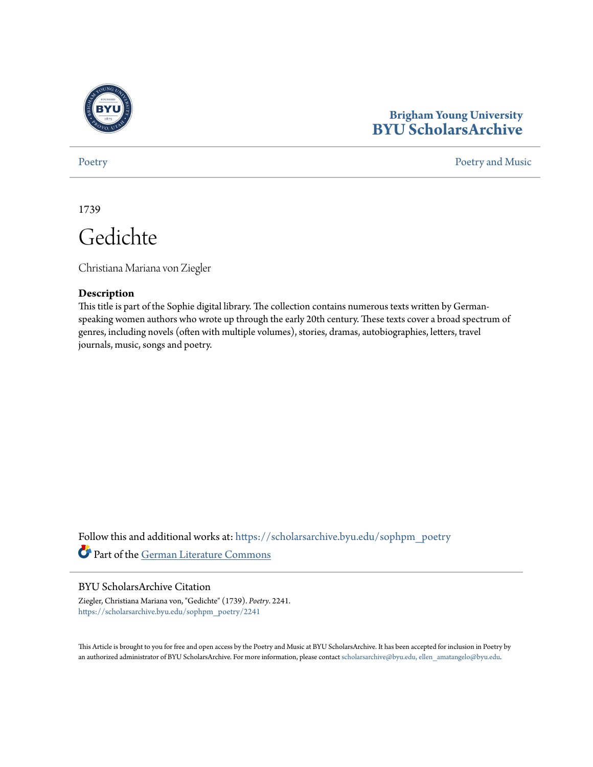Brigham Young University
**BYU ScholarsArchive**

Poetry | Poetry and Music

1739

# Gedichte

Christiana Mariana von Ziegler

### Description

This title is part of the Sophie digital library. The collection contains numerous texts written by German-speaking women authors who wrote up through the early 20th century. These texts cover a broad spectrum of genres, including novels (often with multiple volumes), stories, dramas, autobiographies, letters, travel journals, music, songs and poetry.

Follow this and additional works at: https://scholarsarchive.byu.edu/sophpm_poetry

Part of the German Literature Commons

### BYU ScholarsArchive Citation

Ziegler, Christiana Mariana von, "Gedichte" (1739). *Poetry*. 2241.
https://scholarsarchive.byu.edu/sophpm_poetry/2241

This Article is brought to you for free and open access by the Poetry and Music at BYU ScholarsArchive. It has been accepted for inclusion in Poetry by an authorized administrator of BYU ScholarsArchive. For more information, please contact scholarsarchive@byu.edu, ellen_amatangelo@byu.edu.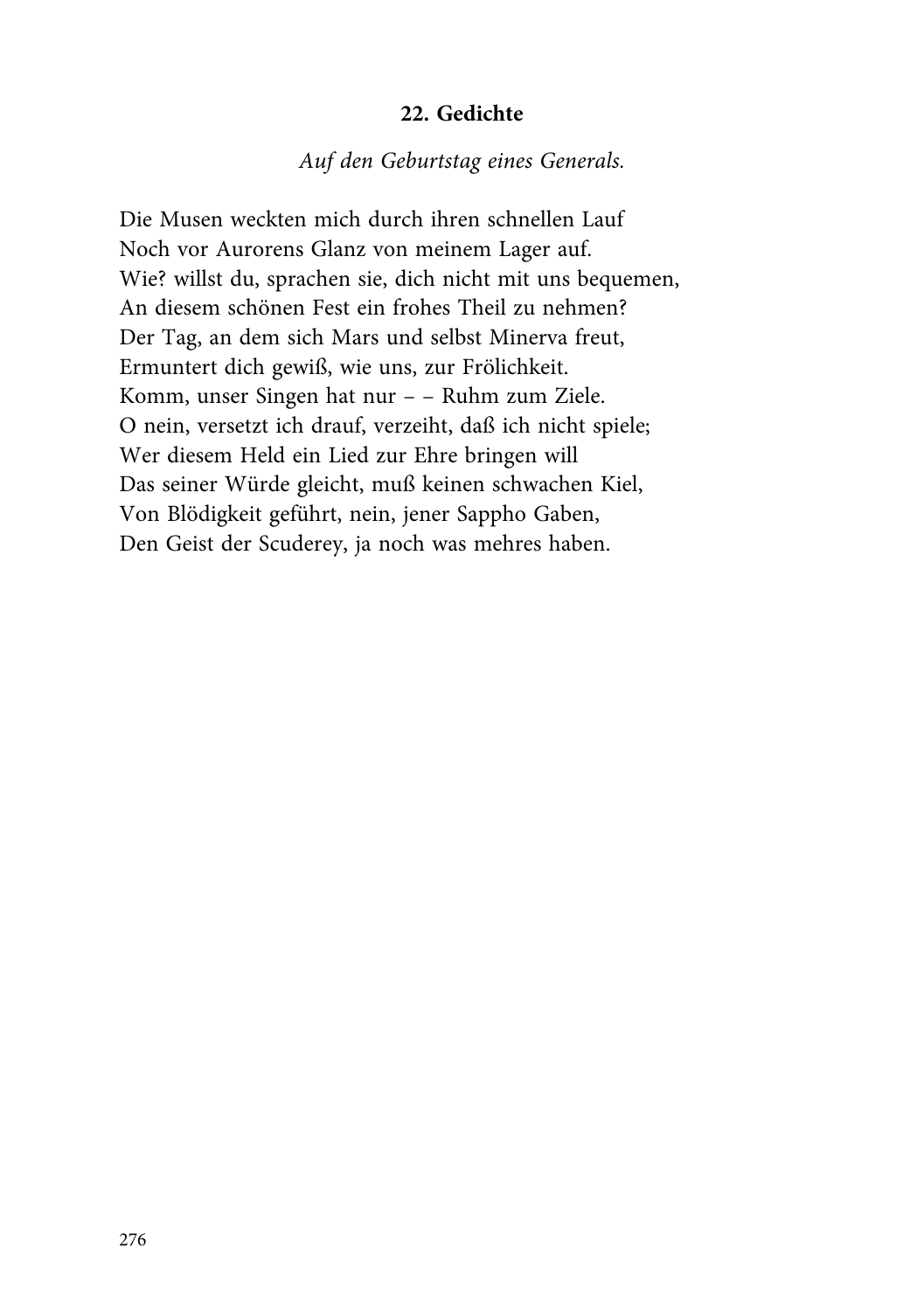## 22. Gedichte

*Auf den Geburtstag eines Generals.*

Die Musen weckten mich durch ihren schnellen Lauf  
Noch vor Aurorens Glanz von meinem Lager auf.  
Wie? willst du, sprachen sie, dich nicht mit uns bequemen,  
An diesem schönen Fest ein frohes Theil zu nehmen?  
Der Tag, an dem sich Mars und selbst Minerva freut,  
Ermuntert dich gewiß, wie uns, zur Frölichkeit.  
Komm, unser Singen hat nur – – Ruhm zum Ziele.  
O nein, versetzt ich drauf, verzeiht, daß ich nicht spiele;  
Wer diesem Held ein Lied zur Ehre bringen will  
Das seiner Würde gleicht, muß keinen schwachen Kiel,  
Von Blödigkeit geführt, nein, jener Sappho Gaben,  
Den Geist der Scuderey, ja noch was mehres haben.